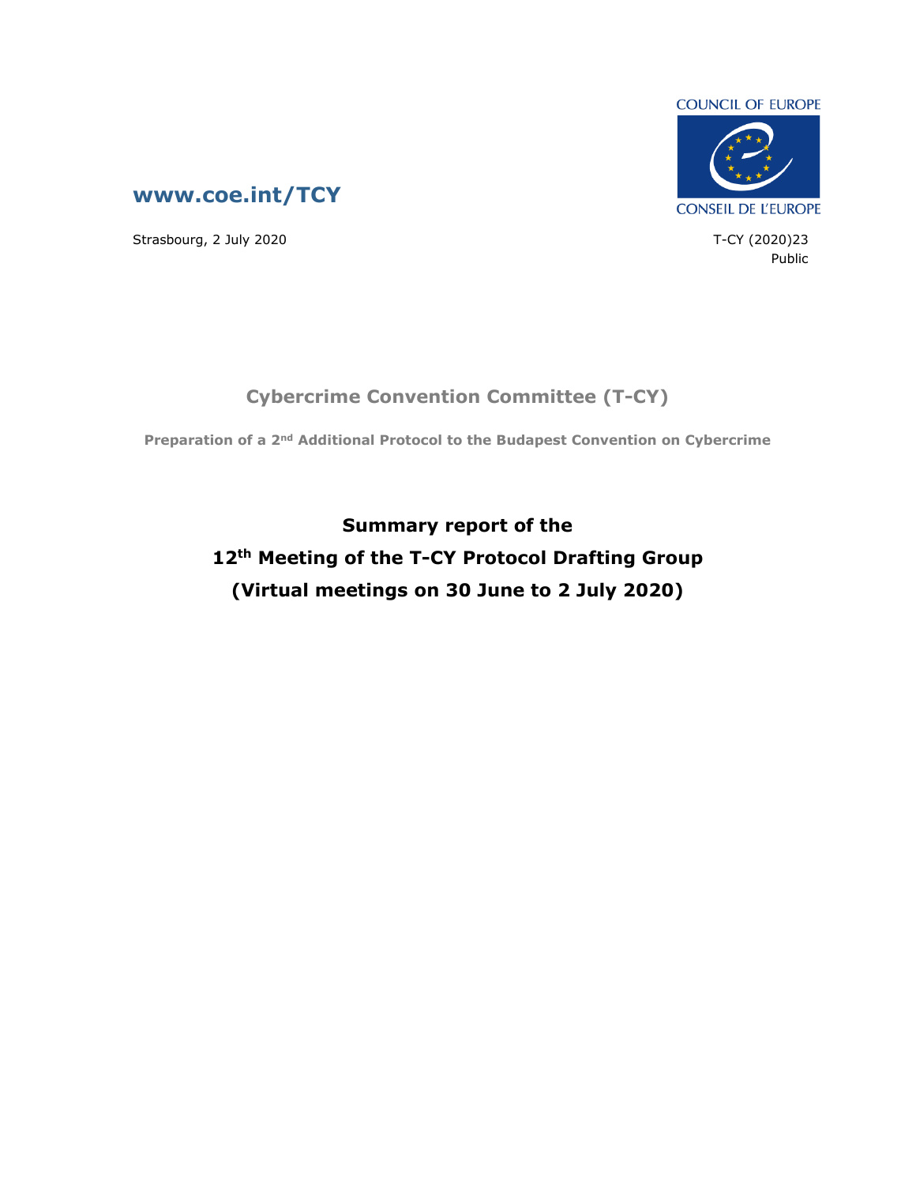COUNCIL OF EUROPE

CONSEIL DE L'EUROPE

**www.coe.int/TCY**

Strasbourg, 2 July 2020

T-CY (2020)23

Public

## Cybercrime Convention Committee (T-CY)

**Preparation of a 2nd Additional Protocol to the Budapest Convention on Cybercrime**

# Summary report of the 12th Meeting of the T-CY Protocol Drafting Group (Virtual meetings on 30 June to 2 July 2020)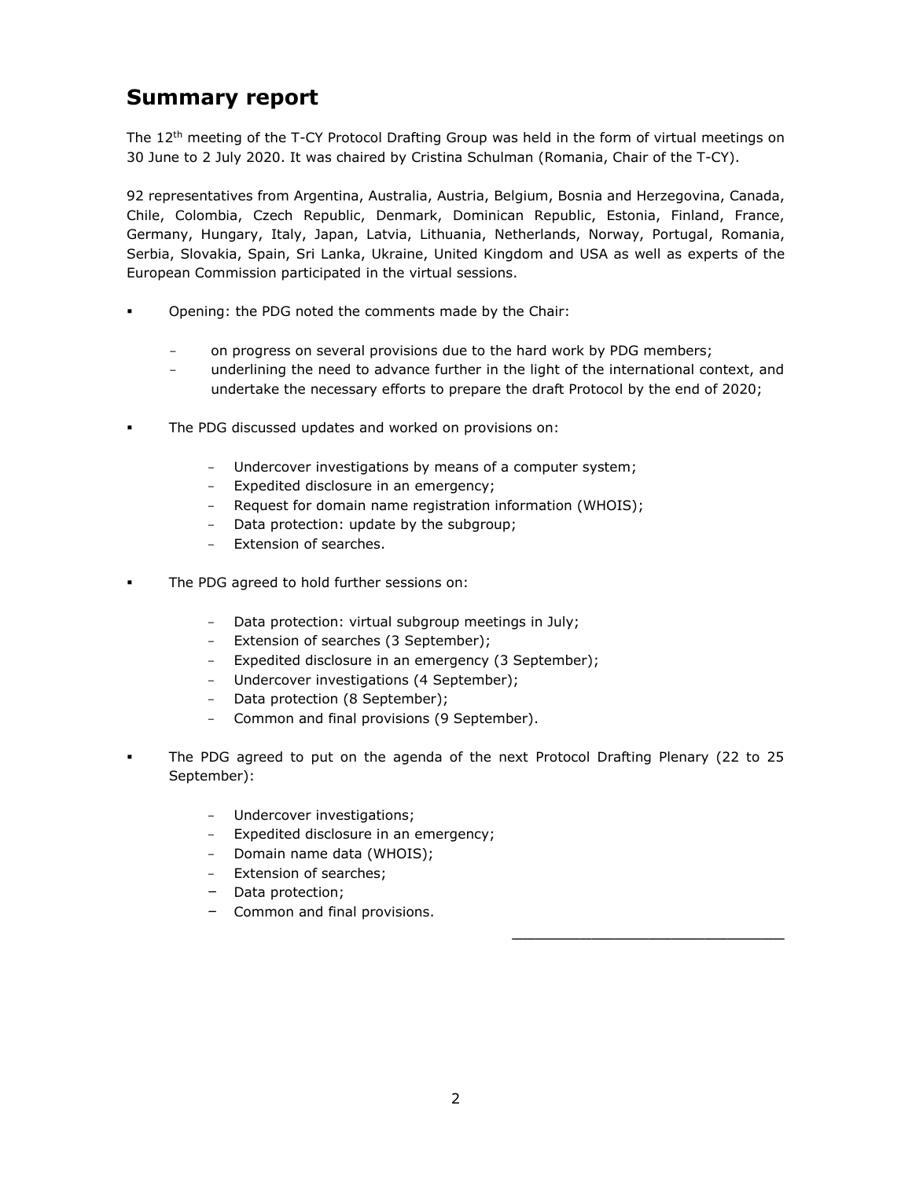# Summary report

The 12th meeting of the T-CY Protocol Drafting Group was held in the form of virtual meetings on 30 June to 2 July 2020. It was chaired by Cristina Schulman (Romania, Chair of the T-CY).

92 representatives from Argentina, Australia, Austria, Belgium, Bosnia and Herzegovina, Canada, Chile, Colombia, Czech Republic, Denmark, Dominican Republic, Estonia, Finland, France, Germany, Hungary, Italy, Japan, Latvia, Lithuania, Netherlands, Norway, Portugal, Romania, Serbia, Slovakia, Spain, Sri Lanka, Ukraine, United Kingdom and USA as well as experts of the European Commission participated in the virtual sessions.

- Opening: the PDG noted the comments made by the Chair:
  - on progress on several provisions due to the hard work by PDG members;
  - underlining the need to advance further in the light of the international context, and undertake the necessary efforts to prepare the draft Protocol by the end of 2020;
- The PDG discussed updates and worked on provisions on:
  - Undercover investigations by means of a computer system;
  - Expedited disclosure in an emergency;
  - Request for domain name registration information (WHOIS);
  - Data protection: update by the subgroup;
  - Extension of searches.
- The PDG agreed to hold further sessions on:
  - Data protection: virtual subgroup meetings in July;
  - Extension of searches (3 September);
  - Expedited disclosure in an emergency (3 September);
  - Undercover investigations (4 September);
  - Data protection (8 September);
  - Common and final provisions (9 September).
- The PDG agreed to put on the agenda of the next Protocol Drafting Plenary (22 to 25 September):
  - Undercover investigations;
  - Expedited disclosure in an emergency;
  - Domain name data (WHOIS);
  - Extension of searches;
  - Data protection;
  - Common and final provisions.